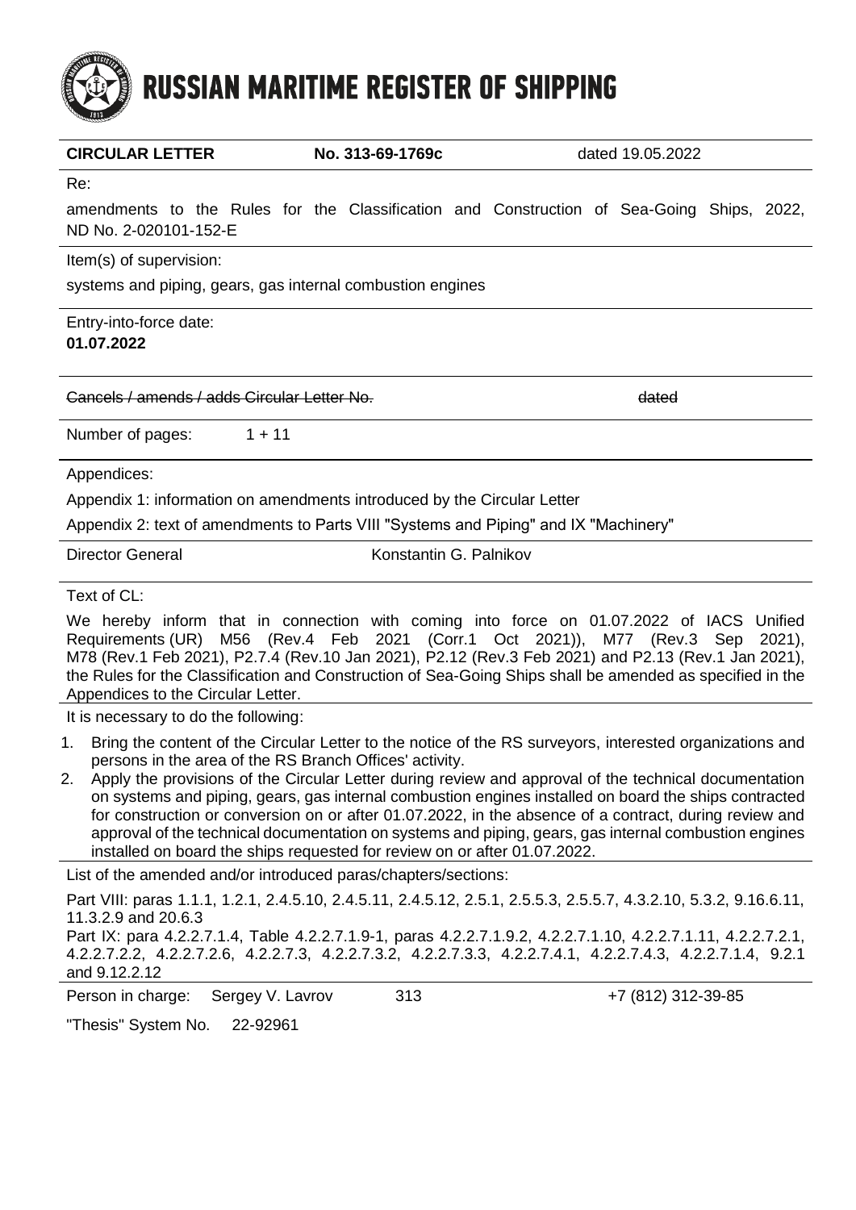# RUSSIAN MARITIME REGISTER OF SHIPPING

**CIRCULAR LETTER** **No. 313-69-1769c** dated 19.05.2022

Re:

amendments to the Rules for the Classification and Construction of Sea-Going Ships, 2022, ND No. 2-020101-152-E

Item(s) of supervision:

systems and piping, gears, gas internal combustion engines

Entry-into-force date:

**01.07.2022**

~~Cancels / amends / adds Circular Letter No.~~ ~~dated~~

Number of pages: 1 + 11

Appendices:

Appendix 1: information on amendments introduced by the Circular Letter

Appendix 2: text of amendments to Parts VIII "Systems and Piping" and IX "Machinery"

Director General Konstantin G. Palnikov

Text of CL:

We hereby inform that in connection with coming into force on 01.07.2022 of IACS Unified Requirements (UR) M56 (Rev.4 Feb 2021 (Corr.1 Oct 2021)), M77 (Rev.3 Sep 2021), M78 (Rev.1 Feb 2021), P2.7.4 (Rev.10 Jan 2021), P2.12 (Rev.3 Feb 2021) and P2.13 (Rev.1 Jan 2021), the Rules for the Classification and Construction of Sea-Going Ships shall be amended as specified in the Appendices to the Circular Letter.

It is necessary to do the following:

1. Bring the content of the Circular Letter to the notice of the RS surveyors, interested organizations and persons in the area of the RS Branch Offices' activity.
2. Apply the provisions of the Circular Letter during review and approval of the technical documentation on systems and piping, gears, gas internal combustion engines installed on board the ships contracted for construction or conversion on or after 01.07.2022, in the absence of a contract, during review and approval of the technical documentation on systems and piping, gears, gas internal combustion engines installed on board the ships requested for review on or after 01.07.2022.

List of the amended and/or introduced paras/chapters/sections:

Part VIII: paras 1.1.1, 1.2.1, 2.4.5.10, 2.4.5.11, 2.4.5.12, 2.5.1, 2.5.5.3, 2.5.5.7, 4.3.2.10, 5.3.2, 9.16.6.11, 11.3.2.9 and 20.6.3

Part IX: para 4.2.2.7.1.4, Table 4.2.2.7.1.9-1, paras 4.2.2.7.1.9.2, 4.2.2.7.1.10, 4.2.2.7.1.11, 4.2.2.7.2.1, 4.2.2.7.2.2, 4.2.2.7.2.6, 4.2.2.7.3, 4.2.2.7.3.2, 4.2.2.7.3.3, 4.2.2.7.4.1, 4.2.2.7.4.3, 4.2.2.7.1.4, 9.2.1 and 9.12.2.12

Person in charge: Sergey V. Lavrov 313 +7 (812) 312-39-85

"Thesis" System No. 22-92961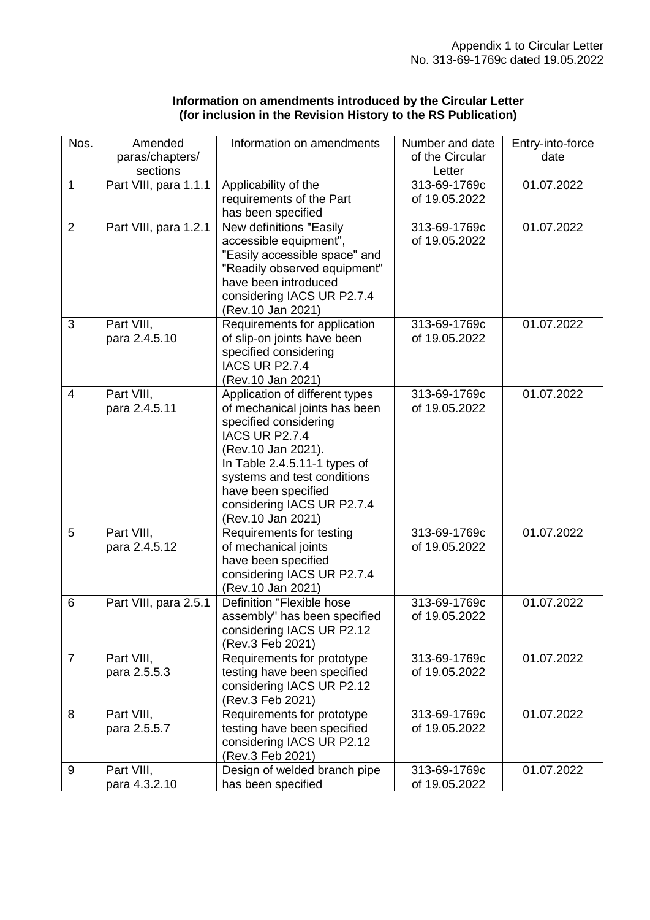Appendix 1 to Circular Letter
No. 313-69-1769c dated 19.05.2022

**Information on amendments introduced by the Circular Letter**
**(for inclusion in the Revision History to the RS Publication)**

| Nos. | Amended paras/chapters/ sections | Information on amendments | Number and date of the Circular Letter | Entry-into-force date |
|---|---|---|---|---|
| 1 | Part VIII, para 1.1.1 | Applicability of the requirements of the Part has been specified | 313-69-1769c of 19.05.2022 | 01.07.2022 |
| 2 | Part VIII, para 1.2.1 | New definitions "Easily accessible equipment", "Easily accessible space" and "Readily observed equipment" have been introduced considering IACS UR P2.7.4 (Rev.10 Jan 2021) | 313-69-1769c of 19.05.2022 | 01.07.2022 |
| 3 | Part VIII, para 2.4.5.10 | Requirements for application of slip-on joints have been specified considering IACS UR P2.7.4 (Rev.10 Jan 2021) | 313-69-1769c of 19.05.2022 | 01.07.2022 |
| 4 | Part VIII, para 2.4.5.11 | Application of different types of mechanical joints has been specified considering IACS UR P2.7.4 (Rev.10 Jan 2021). In Table 2.4.5.11-1 types of systems and test conditions have been specified considering IACS UR P2.7.4 (Rev.10 Jan 2021) | 313-69-1769c of 19.05.2022 | 01.07.2022 |
| 5 | Part VIII, para 2.4.5.12 | Requirements for testing of mechanical joints have been specified considering IACS UR P2.7.4 (Rev.10 Jan 2021) | 313-69-1769c of 19.05.2022 | 01.07.2022 |
| 6 | Part VIII, para 2.5.1 | Definition "Flexible hose assembly" has been specified considering IACS UR P2.12 (Rev.3 Feb 2021) | 313-69-1769c of 19.05.2022 | 01.07.2022 |
| 7 | Part VIII, para 2.5.5.3 | Requirements for prototype testing have been specified considering IACS UR P2.12 (Rev.3 Feb 2021) | 313-69-1769c of 19.05.2022 | 01.07.2022 |
| 8 | Part VIII, para 2.5.5.7 | Requirements for prototype testing have been specified considering IACS UR P2.12 (Rev.3 Feb 2021) | 313-69-1769c of 19.05.2022 | 01.07.2022 |
| 9 | Part VIII, para 4.3.2.10 | Design of welded branch pipe has been specified | 313-69-1769c of 19.05.2022 | 01.07.2022 |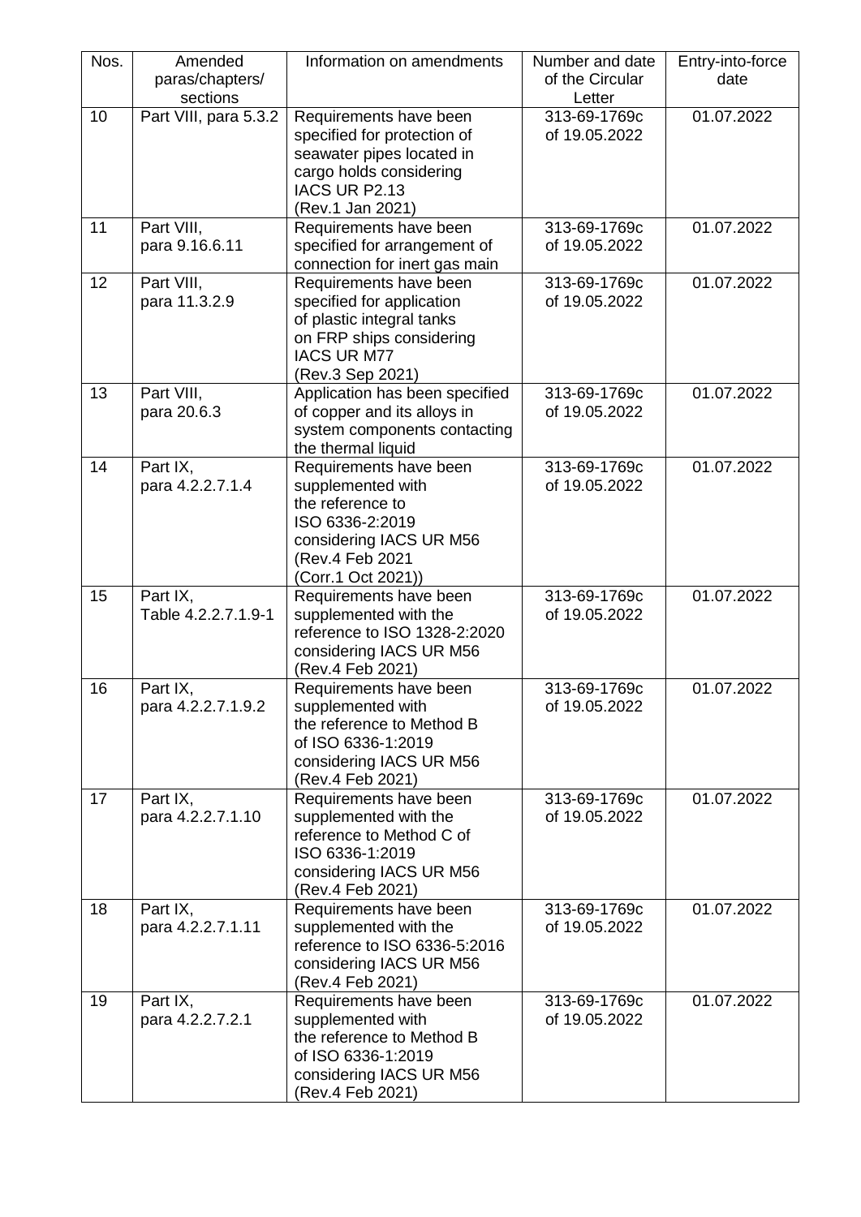| Nos. | Amended paras/chapters/ sections | Information on amendments | Number and date of the Circular Letter | Entry-into-force date |
|---|---|---|---|---|
| 10 | Part VIII, para 5.3.2 | Requirements have been specified for protection of seawater pipes located in cargo holds considering IACS UR P2.13 (Rev.1 Jan 2021) | 313-69-1769c of 19.05.2022 | 01.07.2022 |
| 11 | Part VIII, para 9.16.6.11 | Requirements have been specified for arrangement of connection for inert gas main | 313-69-1769c of 19.05.2022 | 01.07.2022 |
| 12 | Part VIII, para 11.3.2.9 | Requirements have been specified for application of plastic integral tanks on FRP ships considering IACS UR M77 (Rev.3 Sep 2021) | 313-69-1769c of 19.05.2022 | 01.07.2022 |
| 13 | Part VIII, para 20.6.3 | Application has been specified of copper and its alloys in system components contacting the thermal liquid | 313-69-1769c of 19.05.2022 | 01.07.2022 |
| 14 | Part IX, para 4.2.2.7.1.4 | Requirements have been supplemented with the reference to ISO 6336-2:2019 considering IACS UR M56 (Rev.4 Feb 2021 (Corr.1 Oct 2021)) | 313-69-1769c of 19.05.2022 | 01.07.2022 |
| 15 | Part IX, Table 4.2.2.7.1.9-1 | Requirements have been supplemented with the reference to ISO 1328-2:2020 considering IACS UR M56 (Rev.4 Feb 2021) | 313-69-1769c of 19.05.2022 | 01.07.2022 |
| 16 | Part IX, para 4.2.2.7.1.9.2 | Requirements have been supplemented with the reference to Method B of ISO 6336-1:2019 considering IACS UR M56 (Rev.4 Feb 2021) | 313-69-1769c of 19.05.2022 | 01.07.2022 |
| 17 | Part IX, para 4.2.2.7.1.10 | Requirements have been supplemented with the reference to Method C of ISO 6336-1:2019 considering IACS UR M56 (Rev.4 Feb 2021) | 313-69-1769c of 19.05.2022 | 01.07.2022 |
| 18 | Part IX, para 4.2.2.7.1.11 | Requirements have been supplemented with the reference to ISO 6336-5:2016 considering IACS UR M56 (Rev.4 Feb 2021) | 313-69-1769c of 19.05.2022 | 01.07.2022 |
| 19 | Part IX, para 4.2.2.7.2.1 | Requirements have been supplemented with the reference to Method B of ISO 6336-1:2019 considering IACS UR M56 (Rev.4 Feb 2021) | 313-69-1769c of 19.05.2022 | 01.07.2022 |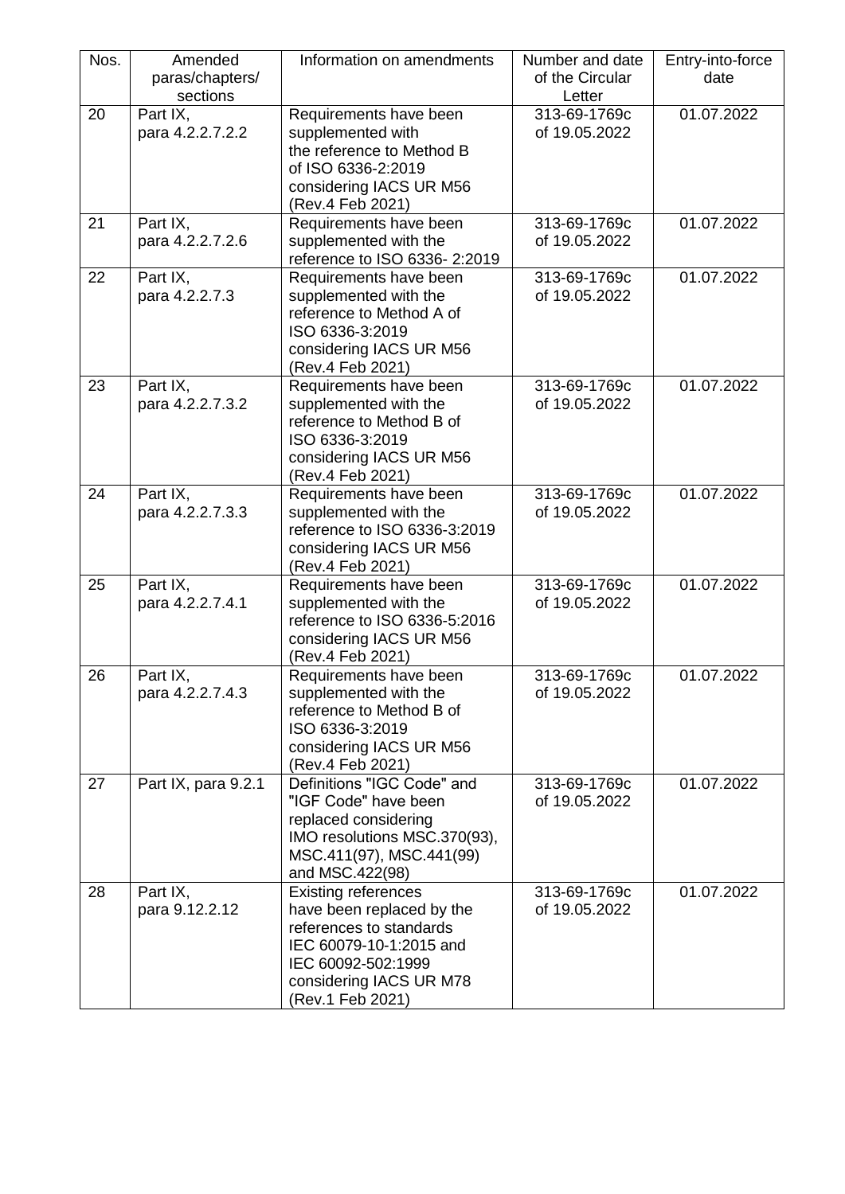| Nos. | Amended paras/chapters/ sections | Information on amendments | Number and date of the Circular Letter | Entry-into-force date |
|---|---|---|---|---|
| 20 | Part IX, para 4.2.2.7.2.2 | Requirements have been supplemented with the reference to Method B of ISO 6336-2:2019 considering IACS UR M56 (Rev.4 Feb 2021) | 313-69-1769c of 19.05.2022 | 01.07.2022 |
| 21 | Part IX, para 4.2.2.7.2.6 | Requirements have been supplemented with the reference to ISO 6336- 2:2019 | 313-69-1769c of 19.05.2022 | 01.07.2022 |
| 22 | Part IX, para 4.2.2.7.3 | Requirements have been supplemented with the reference to Method A of ISO 6336-3:2019 considering IACS UR M56 (Rev.4 Feb 2021) | 313-69-1769c of 19.05.2022 | 01.07.2022 |
| 23 | Part IX, para 4.2.2.7.3.2 | Requirements have been supplemented with the reference to Method B of ISO 6336-3:2019 considering IACS UR M56 (Rev.4 Feb 2021) | 313-69-1769c of 19.05.2022 | 01.07.2022 |
| 24 | Part IX, para 4.2.2.7.3.3 | Requirements have been supplemented with the reference to ISO 6336-3:2019 considering IACS UR M56 (Rev.4 Feb 2021) | 313-69-1769c of 19.05.2022 | 01.07.2022 |
| 25 | Part IX, para 4.2.2.7.4.1 | Requirements have been supplemented with the reference to ISO 6336-5:2016 considering IACS UR M56 (Rev.4 Feb 2021) | 313-69-1769c of 19.05.2022 | 01.07.2022 |
| 26 | Part IX, para 4.2.2.7.4.3 | Requirements have been supplemented with the reference to Method B of ISO 6336-3:2019 considering IACS UR M56 (Rev.4 Feb 2021) | 313-69-1769c of 19.05.2022 | 01.07.2022 |
| 27 | Part IX, para 9.2.1 | Definitions "IGC Code" and "IGF Code" have been replaced considering IMO resolutions MSC.370(93), MSC.411(97), MSC.441(99) and MSC.422(98) | 313-69-1769c of 19.05.2022 | 01.07.2022 |
| 28 | Part IX, para 9.12.2.12 | Existing references have been replaced by the references to standards IEC 60079-10-1:2015 and IEC 60092-502:1999 considering IACS UR M78 (Rev.1 Feb 2021) | 313-69-1769c of 19.05.2022 | 01.07.2022 |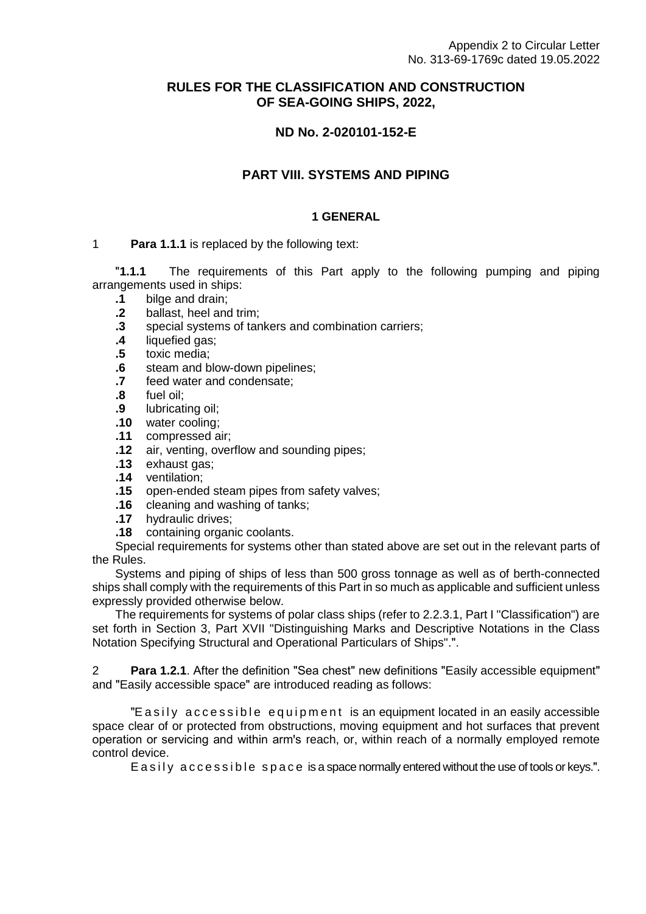Appendix 2 to Circular Letter
No. 313-69-1769c dated 19.05.2022

# RULES FOR THE CLASSIFICATION AND CONSTRUCTION OF SEA-GOING SHIPS, 2022,

## ND No. 2-020101-152-E

## PART VIII. SYSTEMS AND PIPING

### 1 GENERAL

1 **Para 1.1.1** is replaced by the following text:

"**1.1.1** The requirements of this Part apply to the following pumping and piping arrangements used in ships:

**.1** bilge and drain;
**.2** ballast, heel and trim;
**.3** special systems of tankers and combination carriers;
**.4** liquefied gas;
**.5** toxic media;
**.6** steam and blow-down pipelines;
**.7** feed water and condensate;
**.8** fuel oil;
**.9** lubricating oil;
**.10** water cooling;
**.11** compressed air;
**.12** air, venting, overflow and sounding pipes;
**.13** exhaust gas;
**.14** ventilation;
**.15** open-ended steam pipes from safety valves;
**.16** cleaning and washing of tanks;
**.17** hydraulic drives;
**.18** containing organic coolants.

Special requirements for systems other than stated above are set out in the relevant parts of the Rules.

Systems and piping of ships of less than 500 gross tonnage as well as of berth-connected ships shall comply with the requirements of this Part in so much as applicable and sufficient unless expressly provided otherwise below.

The requirements for systems of polar class ships (refer to 2.2.3.1, Part I "Classification") are set forth in Section 3, Part XVII "Distinguishing Marks and Descriptive Notations in the Class Notation Specifying Structural and Operational Particulars of Ships".".

2 **Para 1.2.1**. After the definition "Sea chest" new definitions "Easily accessible equipment" and "Easily accessible space" are introduced reading as follows:

"Easily accessible equipment is an equipment located in an easily accessible space clear of or protected from obstructions, moving equipment and hot surfaces that prevent operation or servicing and within arm's reach, or, within reach of a normally employed remote control device.

Easily accessible space is a space normally entered without the use of tools or keys.".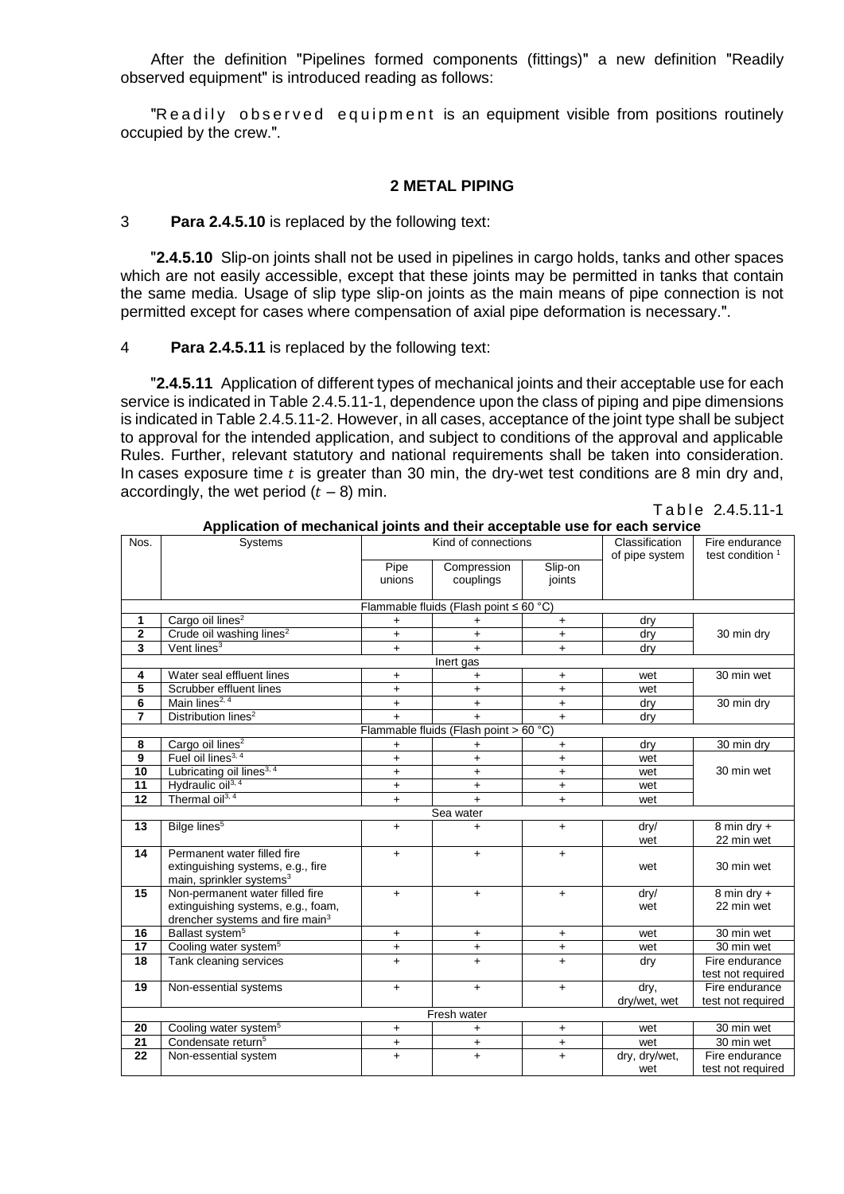After the definition "Pipelines formed components (fittings)" a new definition "Readily observed equipment" is introduced reading as follows:

"Readily observed equipment is an equipment visible from positions routinely occupied by the crew.".

## 2 METAL PIPING

3 **Para 2.4.5.10** is replaced by the following text:

"**2.4.5.10** Slip-on joints shall not be used in pipelines in cargo holds, tanks and other spaces which are not easily accessible, except that these joints may be permitted in tanks that contain the same media. Usage of slip type slip-on joints as the main means of pipe connection is not permitted except for cases where compensation of axial pipe deformation is necessary.".

4 **Para 2.4.5.11** is replaced by the following text:

"**2.4.5.11** Application of different types of mechanical joints and their acceptable use for each service is indicated in Table 2.4.5.11-1, dependence upon the class of piping and pipe dimensions is indicated in Table 2.4.5.11-2. However, in all cases, acceptance of the joint type shall be subject to approval for the intended application, and subject to conditions of the approval and applicable Rules. Further, relevant statutory and national requirements shall be taken into consideration. In cases exposure time $t$ is greater than 30 min, the dry-wet test conditions are 8 min dry and, accordingly, the wet period ($t$ – 8) min.

Table 2.4.5.11-1

**Application of mechanical joints and their acceptable use for each service**

| Nos. | Systems | Kind of connections | | | Classification of pipe system | Fire endurance test condition [1] |
|---|---|---|---|---|---|---|
| | | Pipe unions | Compression couplings | Slip-on joints | | |
| | | Flammable fluids (Flash point ≤ 60 °C) | | | | |
| 1 | Cargo oil lines[2] | + | + | + | dry | 30 min dry |
| 2 | Crude oil washing lines[2] | + | + | + | dry | |
| 3 | Vent lines[3] | + | + | + | dry | |
| | | Inert gas | | | | |
| 4 | Water seal effluent lines | + | + | + | wet | 30 min wet |
| 5 | Scrubber effluent lines | + | + | + | wet | |
| 6 | Main lines[2, 4] | + | + | + | dry | 30 min dry |
| 7 | Distribution lines[2] | + | + | + | dry | |
| | | Flammable fluids (Flash point > 60 °C) | | | | |
| 8 | Cargo oil lines[2] | + | + | + | dry | 30 min dry |
| 9 | Fuel oil lines[3, 4] | + | + | + | wet | 30 min wet |
| 10 | Lubricating oil lines[3, 4] | + | + | + | wet | |
| 11 | Hydraulic oil[3, 4] | + | + | + | wet | |
| 12 | Thermal oil[3, 4] | + | + | + | wet | |
| | | Sea water | | | | |
| 13 | Bilge lines[5] | + | + | + | dry/ wet | 8 min dry + 22 min wet |
| 14 | Permanent water filled fire extinguishing systems, e.g., fire main, sprinkler systems[3] | + | + | + | wet | 30 min wet |
| 15 | Non-permanent water filled fire extinguishing systems, e.g., foam, drencher systems and fire main[3] | + | + | + | dry/ wet | 8 min dry + 22 min wet |
| 16 | Ballast system[5] | + | + | + | wet | 30 min wet |
| 17 | Cooling water system[5] | + | + | + | wet | 30 min wet |
| 18 | Tank cleaning services | + | + | + | dry | Fire endurance test not required |
| 19 | Non-essential systems | + | + | + | dry, dry/wet, wet | Fire endurance test not required |
| | | Fresh water | | | | |
| 20 | Cooling water system[5] | + | + | + | wet | 30 min wet |
| 21 | Condensate return[5] | + | + | + | wet | 30 min wet |
| 22 | Non-essential system | + | + | + | dry, dry/wet, wet | Fire endurance test not required |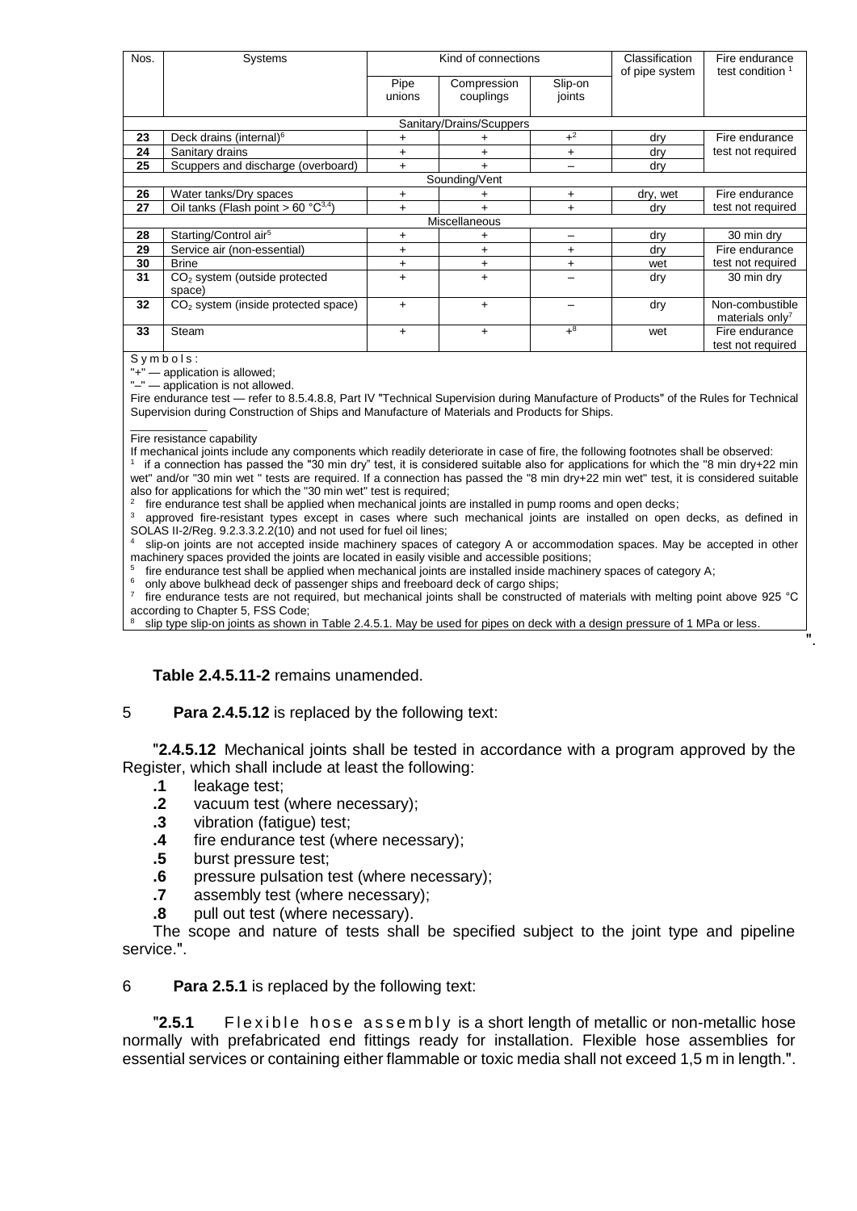| Nos. | Systems | Kind of connections | | | Classification of pipe system | Fire endurance test condition [1] |
|---|---|---|---|---|---|---|
| | | Pipe unions | Compression couplings | Slip-on joints | | |
| | | | Sanitary/Drains/Scuppers | | | |
| **23** | Deck drains (internal)[6] | + | + | +[2] | dry | Fire endurance test not required |
| **24** | Sanitary drains | + | + | + | dry | |
| **25** | Scuppers and discharge (overboard) | + | + | – | dry | |
| | | | Sounding/Vent | | | |
| **26** | Water tanks/Dry spaces | + | + | + | dry, wet | Fire endurance test not required |
| **27** | Oil tanks (Flash point > 60 °C[3,4]) | + | + | + | dry | |
| | | | Miscellaneous | | | |
| **28** | Starting/Control air[5] | + | + | – | dry | 30 min dry |
| **29** | Service air (non-essential) | + | + | + | dry | Fire endurance test not required |
| **30** | Brine | + | + | + | wet | |
| **31** | $CO_2$ system (outside protected space) | + | + | – | dry | 30 min dry |
| **32** | $CO_2$ system (inside protected space) | + | + | – | dry | Non-combustible materials only[7] |
| **33** | Steam | + | + | +[8] | wet | Fire endurance test not required |

Symbols:

"+" — application is allowed;

"–" — application is not allowed.

Fire endurance test — refer to 8.5.4.8.8, Part IV "Technical Supervision during Manufacture of Products" of the Rules for Technical Supervision during Construction of Ships and Manufacture of Materials and Products for Ships.

Fire resistance capability

If mechanical joints include any components which readily deteriorate in case of fire, the following footnotes shall be observed:

[1] if a connection has passed the "30 min dry" test, it is considered suitable also for applications for which the "8 min dry+22 min wet" and/or "30 min wet " tests are required. If a connection has passed the "8 min dry+22 min wet" test, it is considered suitable also for applications for which the "30 min wet" test is required;

[2] fire endurance test shall be applied when mechanical joints are installed in pump rooms and open decks;

[3] approved fire-resistant types except in cases where such mechanical joints are installed on open decks, as defined in SOLAS II-2/Reg. 9.2.3.3.2.2(10) and not used for fuel oil lines;

[4] slip-on joints are not accepted inside machinery spaces of category A or accommodation spaces. May be accepted in other machinery spaces provided the joints are located in easily visible and accessible positions;

[5] fire endurance test shall be applied when mechanical joints are installed inside machinery spaces of category A;

[6] only above bulkhead deck of passenger ships and freeboard deck of cargo ships;

[7] fire endurance tests are not required, but mechanical joints shall be constructed of materials with melting point above 925 °C according to Chapter 5, FSS Code;

[8] slip type slip-on joints as shown in Table 2.4.5.1. May be used for pipes on deck with a design pressure of 1 MPa or less.

".

**Table 2.4.5.11-2** remains unamended.

5 **Para 2.4.5.12** is replaced by the following text:

"**2.4.5.12** Mechanical joints shall be tested in accordance with a program approved by the Register, which shall include at least the following:

**.1** leakage test;

**.2** vacuum test (where necessary);

**.3** vibration (fatigue) test;

**.4** fire endurance test (where necessary);

**.5** burst pressure test;

**.6** pressure pulsation test (where necessary);

**.7** assembly test (where necessary);

**.8** pull out test (where necessary).

The scope and nature of tests shall be specified subject to the joint type and pipeline service.".

6 **Para 2.5.1** is replaced by the following text:

"**2.5.1** Flexible hose assembly is a short length of metallic or non-metallic hose normally with prefabricated end fittings ready for installation. Flexible hose assemblies for essential services or containing either flammable or toxic media shall not exceed 1,5 m in length.".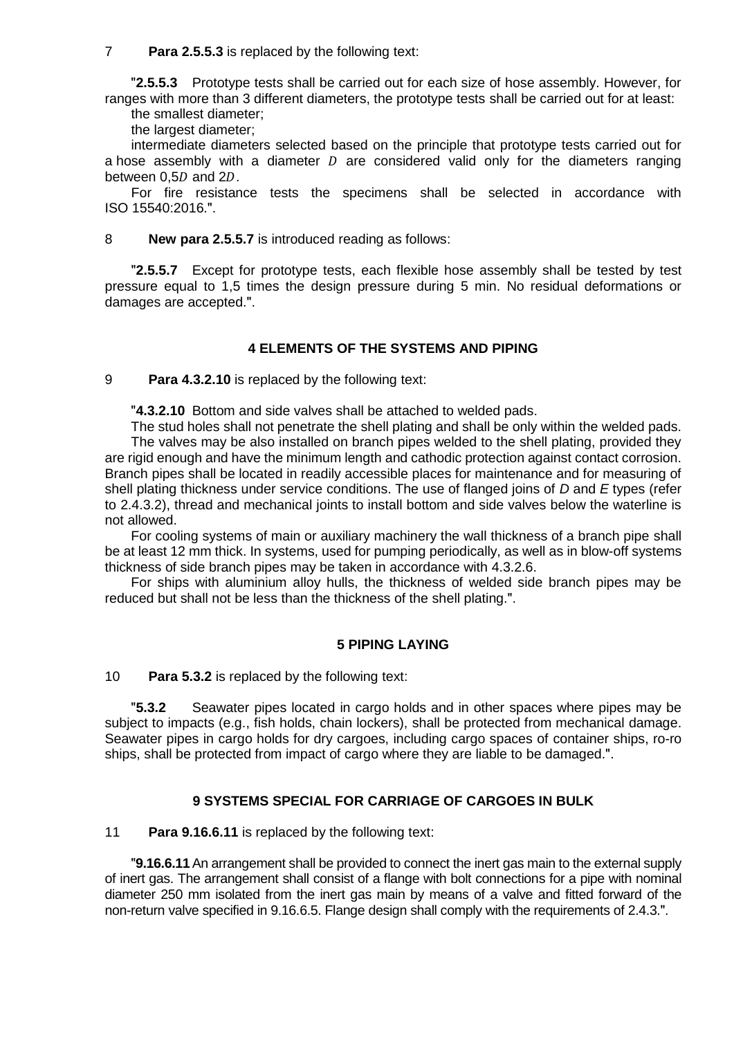7 **Para 2.5.5.3** is replaced by the following text:

"**2.5.5.3** Prototype tests shall be carried out for each size of hose assembly. However, for ranges with more than 3 different diameters, the prototype tests shall be carried out for at least:

the smallest diameter;

the largest diameter;

intermediate diameters selected based on the principle that prototype tests carried out for a hose assembly with a diameter $D$ are considered valid only for the diameters ranging between 0,5$D$ and 2$D$.

For fire resistance tests the specimens shall be selected in accordance with ISO 15540:2016.".

8 **New para 2.5.5.7** is introduced reading as follows:

"**2.5.5.7** Except for prototype tests, each flexible hose assembly shall be tested by test pressure equal to 1,5 times the design pressure during 5 min. No residual deformations or damages are accepted.".

## 4 ELEMENTS OF THE SYSTEMS AND PIPING

9 **Para 4.3.2.10** is replaced by the following text:

"**4.3.2.10** Bottom and side valves shall be attached to welded pads.

The stud holes shall not penetrate the shell plating and shall be only within the welded pads.

The valves may be also installed on branch pipes welded to the shell plating, provided they are rigid enough and have the minimum length and cathodic protection against contact corrosion. Branch pipes shall be located in readily accessible places for maintenance and for measuring of shell plating thickness under service conditions. The use of flanged joins of *D* and *E* types (refer to 2.4.3.2), thread and mechanical joints to install bottom and side valves below the waterline is not allowed.

For cooling systems of main or auxiliary machinery the wall thickness of a branch pipe shall be at least 12 mm thick. In systems, used for pumping periodically, as well as in blow-off systems thickness of side branch pipes may be taken in accordance with 4.3.2.6.

For ships with aluminium alloy hulls, the thickness of welded side branch pipes may be reduced but shall not be less than the thickness of the shell plating.".

## 5 PIPING LAYING

10 **Para 5.3.2** is replaced by the following text:

"**5.3.2** Seawater pipes located in cargo holds and in other spaces where pipes may be subject to impacts (e.g., fish holds, chain lockers), shall be protected from mechanical damage. Seawater pipes in cargo holds for dry cargoes, including cargo spaces of container ships, ro-ro ships, shall be protected from impact of cargo where they are liable to be damaged.".

## 9 SYSTEMS SPECIAL FOR CARRIAGE OF CARGOES IN BULK

11 **Para 9.16.6.11** is replaced by the following text:

"**9.16.6.11** An arrangement shall be provided to connect the inert gas main to the external supply of inert gas. The arrangement shall consist of a flange with bolt connections for a pipe with nominal diameter 250 mm isolated from the inert gas main by means of a valve and fitted forward of the non-return valve specified in 9.16.6.5. Flange design shall comply with the requirements of 2.4.3.".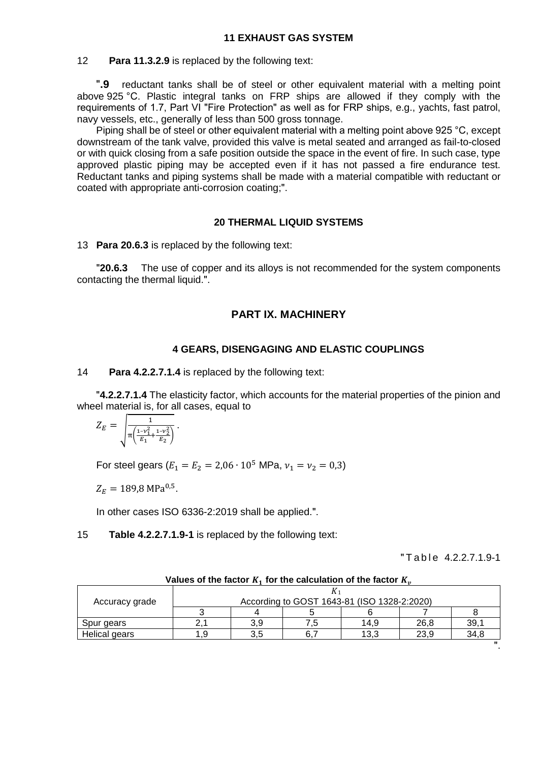### 11 EXHAUST GAS SYSTEM

12 **Para 11.3.2.9** is replaced by the following text:

"**.9** reductant tanks shall be of steel or other equivalent material with a melting point above 925 °C. Plastic integral tanks on FRP ships are allowed if they comply with the requirements of 1.7, Part VI "Fire Protection" as well as for FRP ships, e.g., yachts, fast patrol, navy vessels, etc., generally of less than 500 gross tonnage.

Piping shall be of steel or other equivalent material with a melting point above 925 °C, except downstream of the tank valve, provided this valve is metal seated and arranged as fail-to-closed or with quick closing from a safe position outside the space in the event of fire. In such case, type approved plastic piping may be accepted even if it has not passed a fire endurance test. Reductant tanks and piping systems shall be made with a material compatible with reductant or coated with appropriate anti-corrosion coating;".

### 20 THERMAL LIQUID SYSTEMS

13 **Para 20.6.3** is replaced by the following text:

"**20.6.3** The use of copper and its alloys is not recommended for the system components contacting the thermal liquid.".

## PART IX. MACHINERY

### 4 GEARS, DISENGAGING AND ELASTIC COUPLINGS

14 **Para 4.2.2.7.1.4** is replaced by the following text:

"**4.2.2.7.1.4** The elasticity factor, which accounts for the material properties of the pinion and wheel material is, for all cases, equal to

$$Z_E = \sqrt{\frac{1}{\pi\left(\frac{1-\nu_1^2}{E_1}+\frac{1-\nu_2^2}{E_2}\right)}}.$$

For steel gears ($E_1 = E_2 = 2{,}06 \cdot 10^5$ MPa, $\nu_1 = \nu_2 = 0{,}3$)

$Z_E = 189{,}8\ \mathrm{MPa}^{0{,}5}$.

In other cases ISO 6336-2:2019 shall be applied.".

15 **Table 4.2.2.7.1.9-1** is replaced by the following text:

"Table 4.2.2.7.1.9-1

**Values of the factor $K_1$ for the calculation of the factor $K_v$**

| Accuracy grade | $K_1$ According to GOST 1643-81 (ISO 1328-2:2020) | | | | | |
|---|---|---|---|---|---|---|
| | 3 | 4 | 5 | 6 | 7 | 8 |
| Spur gears | 2,1 | 3,9 | 7,5 | 14,9 | 26,8 | 39,1 |
| Helical gears | 1,9 | 3,5 | 6,7 | 13,3 | 23,9 | 34,8 |

".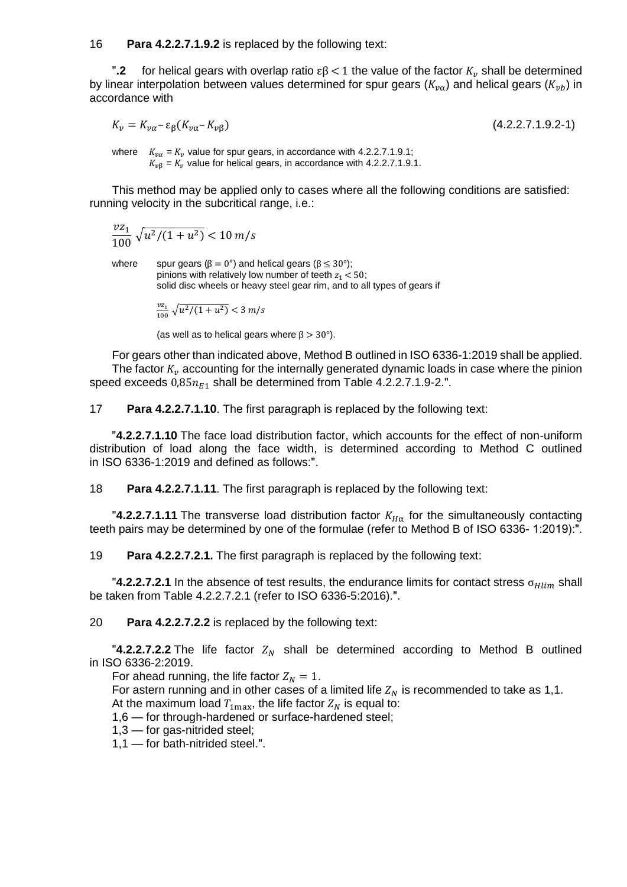16 **Para 4.2.2.7.1.9.2** is replaced by the following text:

"**.2** for helical gears with overlap ratio $\varepsilon\beta < 1$ the value of the factor $K_v$ shall be determined by linear interpolation between values determined for spur gears ($K_{v\alpha}$) and helical gears ($K_{vb}$) in accordance with

$$K_v = K_{v\alpha} - \varepsilon_\beta (K_{v\alpha} - K_{v\beta}) \quad (4.2.2.7.1.9.2\text{-}1)$$

where $K_{v\alpha}$ = $K_v$ value for spur gears, in accordance with 4.2.2.7.1.9.1;
$K_{v\beta}$ = $K_v$ value for helical gears, in accordance with 4.2.2.7.1.9.1.

This method may be applied only to cases where all the following conditions are satisfied: running velocity in the subcritical range, i.e.:

$$\frac{vz_1}{100}\sqrt{u^2/(1+u^2)} < 10\ m/s$$

where spur gears ($\beta = 0°$) and helical gears ($\beta \leq 30°$);
pinions with relatively low number of teeth $z_1 < 50$;
solid disc wheels or heavy steel gear rim, and to all types of gears if

$$\frac{vz_1}{100}\sqrt{u^2/(1+u^2)} < 3\ m/s$$

(as well as to helical gears where $\beta > 30°$).

For gears other than indicated above, Method B outlined in ISO 6336-1:2019 shall be applied.
The factor $K_v$ accounting for the internally generated dynamic loads in case where the pinion speed exceeds $0{,}85 n_{E1}$ shall be determined from Table 4.2.2.7.1.9-2.".

17 **Para 4.2.2.7.1.10**. The first paragraph is replaced by the following text:

"**4.2.2.7.1.10** The face load distribution factor, which accounts for the effect of non-uniform distribution of load along the face width, is determined according to Method C outlined in ISO 6336-1:2019 and defined as follows:".

18 **Para 4.2.2.7.1.11**. The first paragraph is replaced by the following text:

"**4.2.2.7.1.11** The transverse load distribution factor $K_{H\alpha}$ for the simultaneously contacting teeth pairs may be determined by one of the formulae (refer to Method B of ISO 6336- 1:2019):".

19 **Para 4.2.2.7.2.1.** The first paragraph is replaced by the following text:

"**4.2.2.7.2.1** In the absence of test results, the endurance limits for contact stress $\sigma_{Hlim}$ shall be taken from Table 4.2.2.7.2.1 (refer to ISO 6336-5:2016).".

20 **Para 4.2.2.7.2.2** is replaced by the following text:

"**4.2.2.7.2.2** The life factor $Z_N$ shall be determined according to Method B outlined in ISO 6336-2:2019.
For ahead running, the life factor $Z_N = 1$.
For astern running and in other cases of a limited life $Z_N$ is recommended to take as 1,1.
At the maximum load $T_{1\max}$, the life factor $Z_N$ is equal to:
1,6 — for through-hardened or surface-hardened steel;
1,3 — for gas-nitrided steel;
1,1 — for bath-nitrided steel.".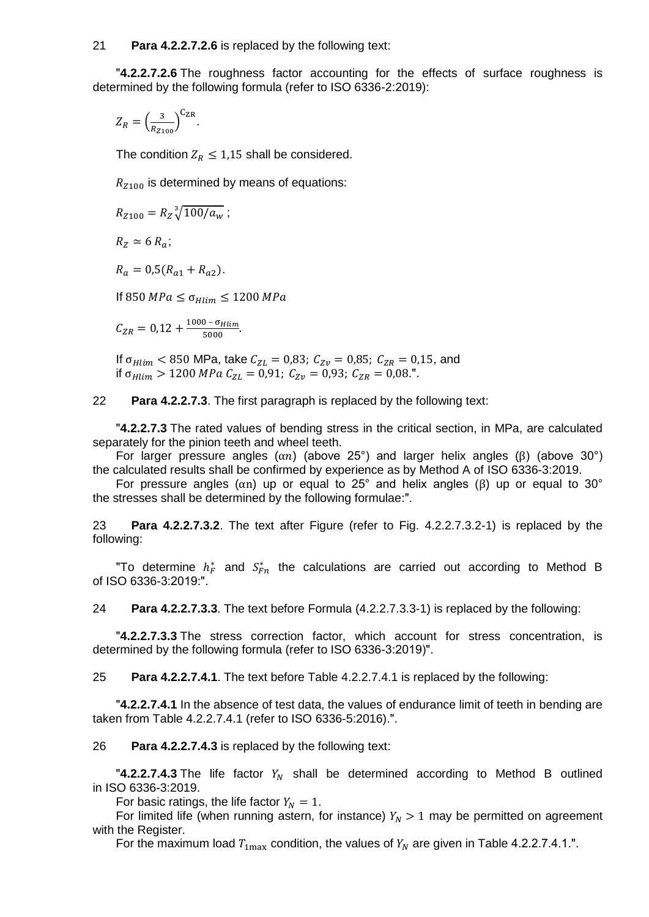21 **Para 4.2.2.7.2.6** is replaced by the following text:

"**4.2.2.7.2.6** The roughness factor accounting for the effects of surface roughness is determined by the following formula (refer to ISO 6336-2:2019):

$$Z_R = \left(\frac{3}{R_{Z100}}\right)^{C_{ZR}}.$$

The condition $Z_R \leq 1{,}15$ shall be considered.

$R_{Z100}$ is determined by means of equations:

$$R_{Z100} = R_Z \sqrt[3]{100/a_w}\ ;$$

$$R_Z \simeq 6\ R_a;$$

$$R_a = 0{,}5(R_{a1} + R_{a2}).$$

If $850\ MPa \leq \sigma_{Hlim} \leq 1200\ MPa$

$$C_{ZR} = 0{,}12 + \frac{1000 - \sigma_{Hlim}}{5000}.$$

If $\sigma_{Hlim} < 850$ MPa, take $C_{ZL} = 0{,}83;\ C_{Zv} = 0{,}85;\ C_{ZR} = 0{,}15$, and if $\sigma_{Hlim} > 1200\ MPa\ C_{ZL} = 0{,}91;\ C_{Zv} = 0{,}93;\ C_{ZR} = 0{,}08$.".

22 **Para 4.2.2.7.3**. The first paragraph is replaced by the following text:

"**4.2.2.7.3** The rated values of bending stress in the critical section, in MPa, are calculated separately for the pinion teeth and wheel teeth.

For larger pressure angles ($\alpha n$) (above 25°) and larger helix angles ($\beta$) (above 30°) the calculated results shall be confirmed by experience as by Method A of ISO 6336-3:2019.

For pressure angles ($\alpha$n) up or equal to 25° and helix angles ($\beta$) up or equal to 30° the stresses shall be determined by the following formulae:".

23 **Para 4.2.2.7.3.2**. The text after Figure (refer to Fig. 4.2.2.7.3.2-1) is replaced by the following:

"To determine $h_F^*$ and $S_{Fn}^*$ the calculations are carried out according to Method B of ISO 6336-3:2019:".

24 **Para 4.2.2.7.3.3**. The text before Formula (4.2.2.7.3.3-1) is replaced by the following:

"**4.2.2.7.3.3** The stress correction factor, which account for stress concentration, is determined by the following formula (refer to ISO 6336-3:2019)".

25 **Para 4.2.2.7.4.1**. The text before Table 4.2.2.7.4.1 is replaced by the following:

"**4.2.2.7.4.1** In the absence of test data, the values of endurance limit of teeth in bending are taken from Table 4.2.2.7.4.1 (refer to ISO 6336-5:2016).".

26 **Para 4.2.2.7.4.3** is replaced by the following text:

"**4.2.2.7.4.3** The life factor $Y_N$ shall be determined according to Method B outlined in ISO 6336-3:2019.

For basic ratings, the life factor $Y_N = 1$.

For limited life (when running astern, for instance) $Y_N > 1$ may be permitted on agreement with the Register.

For the maximum load $T_{1\max}$ condition, the values of $Y_N$ are given in Table 4.2.2.7.4.1.".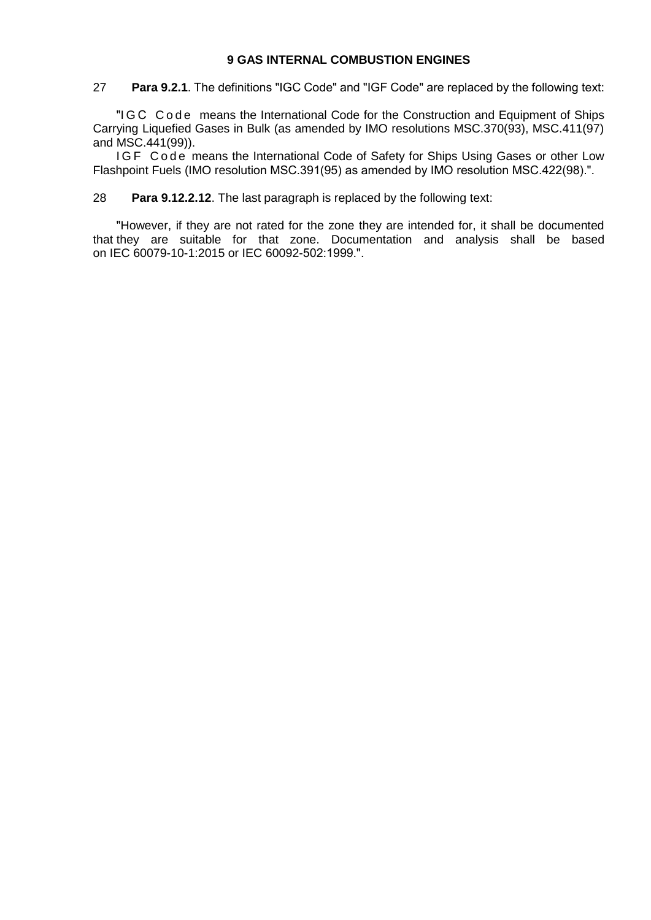**9 GAS INTERNAL COMBUSTION ENGINES**

27 **Para 9.2.1**. The definitions "IGC Code" and "IGF Code" are replaced by the following text:

"IGC Code means the International Code for the Construction and Equipment of Ships Carrying Liquefied Gases in Bulk (as amended by IMO resolutions MSC.370(93), MSC.411(97) and MSC.441(99)).

IGF Code means the International Code of Safety for Ships Using Gases or other Low Flashpoint Fuels (IMO resolution MSC.391(95) as amended by IMO resolution MSC.422(98).".

28 **Para 9.12.2.12**. The last paragraph is replaced by the following text:

"However, if they are not rated for the zone they are intended for, it shall be documented that they are suitable for that zone. Documentation and analysis shall be based on IEC 60079-10-1:2015 or IEC 60092-502:1999.".